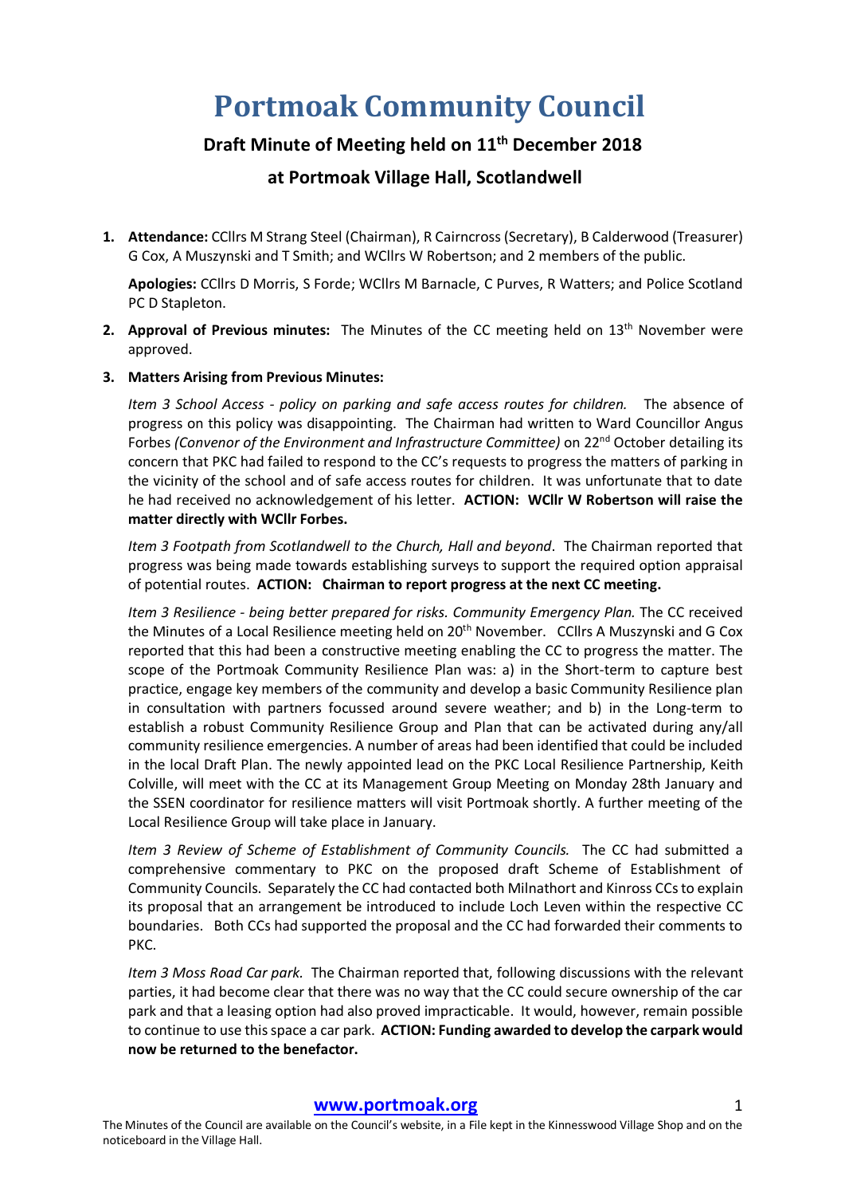# Portmoak Community Council

## Draft Minute of Meeting held on 11th December 2018

## at Portmoak Village Hall, Scotlandwell

1. **Attendance:** CCllrs M Strang Steel (Chairman), R Cairncross (Secretary), B Calderwood (Treasurer) G Cox, A Muszynski and T Smith; and WCllrs W Robertson; and 2 members of the public.

   **Apologies:** CCllrs D Morris, S Forde; WCllrs M Barnacle, C Purves, R Watters; and Police Scotland PC D Stapleton.

2. **Approval of Previous minutes:** The Minutes of the CC meeting held on 13th November were approved.

3. **Matters Arising from Previous Minutes:**

   *Item 3 School Access - policy on parking and safe access routes for children.* The absence of progress on this policy was disappointing. The Chairman had written to Ward Councillor Angus Forbes *(Convenor of the Environment and Infrastructure Committee)* on 22nd October detailing its concern that PKC had failed to respond to the CC's requests to progress the matters of parking in the vicinity of the school and of safe access routes for children. It was unfortunate that to date he had received no acknowledgement of his letter. **ACTION: WCllr W Robertson will raise the matter directly with WCllr Forbes.**

   *Item 3 Footpath from Scotlandwell to the Church, Hall and beyond*. The Chairman reported that progress was being made towards establishing surveys to support the required option appraisal of potential routes. **ACTION: Chairman to report progress at the next CC meeting.**

   *Item 3 Resilience - being better prepared for risks. Community Emergency Plan.* The CC received the Minutes of a Local Resilience meeting held on 20th November. CCllrs A Muszynski and G Cox reported that this had been a constructive meeting enabling the CC to progress the matter. The scope of the Portmoak Community Resilience Plan was: a) in the Short-term to capture best practice, engage key members of the community and develop a basic Community Resilience plan in consultation with partners focussed around severe weather; and b) in the Long-term to establish a robust Community Resilience Group and Plan that can be activated during any/all community resilience emergencies. A number of areas had been identified that could be included in the local Draft Plan. The newly appointed lead on the PKC Local Resilience Partnership, Keith Colville, will meet with the CC at its Management Group Meeting on Monday 28th January and the SSEN coordinator for resilience matters will visit Portmoak shortly. A further meeting of the Local Resilience Group will take place in January.

   *Item 3 Review of Scheme of Establishment of Community Councils.* The CC had submitted a comprehensive commentary to PKC on the proposed draft Scheme of Establishment of Community Councils. Separately the CC had contacted both Milnathort and Kinross CCs to explain its proposal that an arrangement be introduced to include Loch Leven within the respective CC boundaries. Both CCs had supported the proposal and the CC had forwarded their comments to PKC.

   *Item 3 Moss Road Car park.* The Chairman reported that, following discussions with the relevant parties, it had become clear that there was no way that the CC could secure ownership of the car park and that a leasing option had also proved impracticable. It would, however, remain possible to continue to use this space a car park. **ACTION: Funding awarded to develop the carpark would now be returned to the benefactor.**

**www.portmoak.org**

The Minutes of the Council are available on the Council's website, in a File kept in the Kinnesswood Village Shop and on the noticeboard in the Village Hall.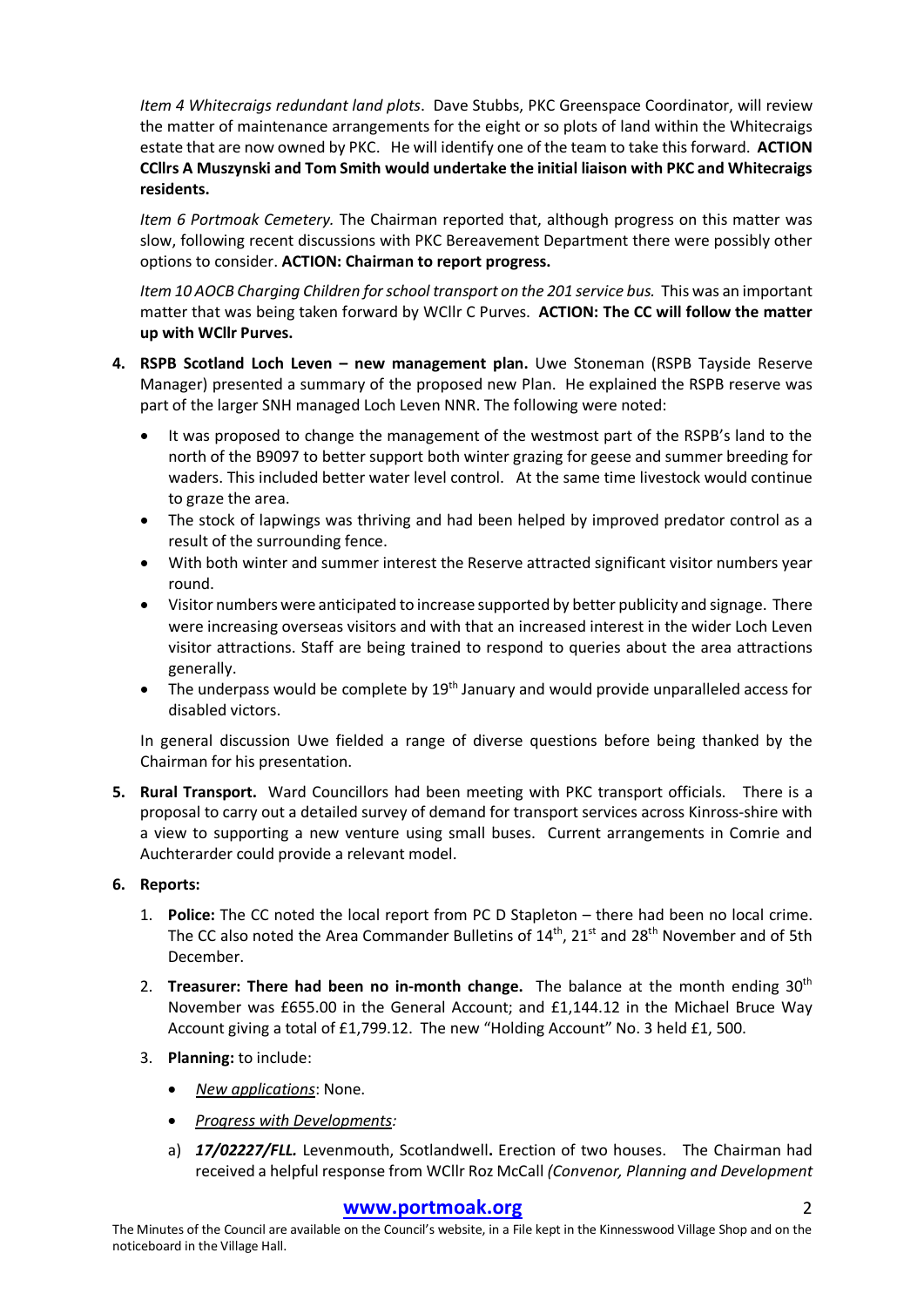*Item 4 Whitecraigs redundant land plots*. Dave Stubbs, PKC Greenspace Coordinator, will review the matter of maintenance arrangements for the eight or so plots of land within the Whitecraigs estate that are now owned by PKC. He will identify one of the team to take this forward. **ACTION CCllrs A Muszynski and Tom Smith would undertake the initial liaison with PKC and Whitecraigs residents.**

*Item 6 Portmoak Cemetery.* The Chairman reported that, although progress on this matter was slow, following recent discussions with PKC Bereavement Department there were possibly other options to consider. **ACTION: Chairman to report progress.**

*Item 10 AOCB Charging Children for school transport on the 201 service bus.* This was an important matter that was being taken forward by WCllr C Purves. **ACTION: The CC will follow the matter up with WCllr Purves.**

4. **RSPB Scotland Loch Leven – new management plan.** Uwe Stoneman (RSPB Tayside Reserve Manager) presented a summary of the proposed new Plan. He explained the RSPB reserve was part of the larger SNH managed Loch Leven NNR. The following were noted:

   - It was proposed to change the management of the westmost part of the RSPB's land to the north of the B9097 to better support both winter grazing for geese and summer breeding for waders. This included better water level control. At the same time livestock would continue to graze the area.
   - The stock of lapwings was thriving and had been helped by improved predator control as a result of the surrounding fence.
   - With both winter and summer interest the Reserve attracted significant visitor numbers year round.
   - Visitor numbers were anticipated to increase supported by better publicity and signage. There were increasing overseas visitors and with that an increased interest in the wider Loch Leven visitor attractions. Staff are being trained to respond to queries about the area attractions generally.
   - The underpass would be complete by 19th January and would provide unparalleled access for disabled victors.

   In general discussion Uwe fielded a range of diverse questions before being thanked by the Chairman for his presentation.

5. **Rural Transport.** Ward Councillors had been meeting with PKC transport officials. There is a proposal to carry out a detailed survey of demand for transport services across Kinross-shire with a view to supporting a new venture using small buses. Current arrangements in Comrie and Auchterarder could provide a relevant model.

6. **Reports:**

   1. **Police:** The CC noted the local report from PC D Stapleton – there had been no local crime. The CC also noted the Area Commander Bulletins of 14th, 21st and 28th November and of 5th December.
   2. **Treasurer: There had been no in-month change.** The balance at the month ending 30th November was £655.00 in the General Account; and £1,144.12 in the Michael Bruce Way Account giving a total of £1,799.12. The new "Holding Account" No. 3 held £1, 500.
   3. **Planning:** to include:
      - *New applications*: None.
      - *Progress with Developments:*

      a) ***17/02227/FLL.*** Levenmouth, Scotlandwell**.** Erection of two houses. The Chairman had received a helpful response from WCllr Roz McCall *(Convenor, Planning and Development*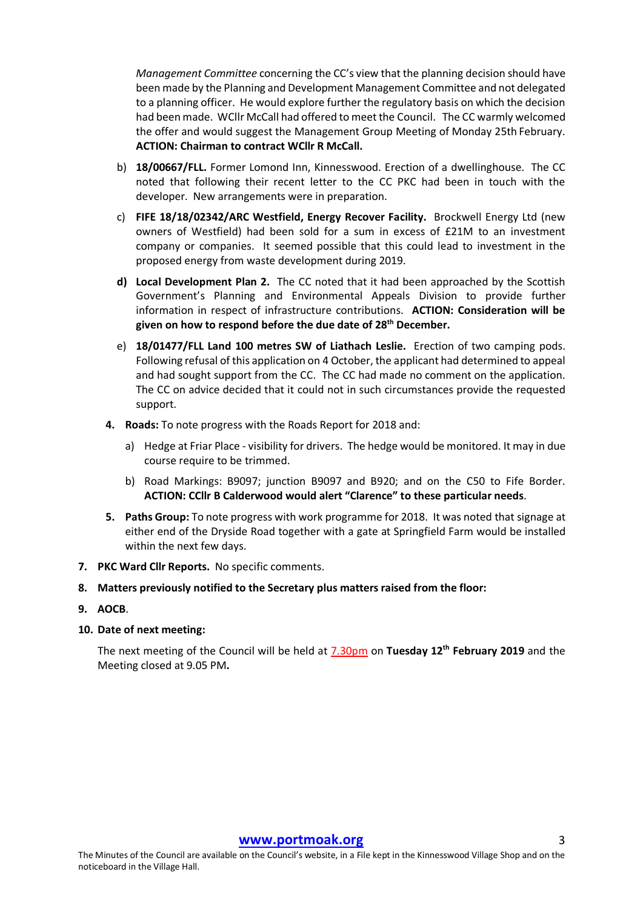*Management Committee* concerning the CC's view that the planning decision should have been made by the Planning and Development Management Committee and not delegated to a planning officer. He would explore further the regulatory basis on which the decision had been made. WCllr McCall had offered to meet the Council. The CC warmly welcomed the offer and would suggest the Management Group Meeting of Monday 25th February. **ACTION: Chairman to contract WCllr R McCall.**

b) **18/00667/FLL.** Former Lomond Inn, Kinnesswood. Erection of a dwellinghouse. The CC noted that following their recent letter to the CC PKC had been in touch with the developer. New arrangements were in preparation.

c) **FIFE 18/18/02342/ARC Westfield, Energy Recover Facility.** Brockwell Energy Ltd (new owners of Westfield) had been sold for a sum in excess of £21M to an investment company or companies. It seemed possible that this could lead to investment in the proposed energy from waste development during 2019.

**d) Local Development Plan 2.** The CC noted that it had been approached by the Scottish Government's Planning and Environmental Appeals Division to provide further information in respect of infrastructure contributions. **ACTION: Consideration will be given on how to respond before the due date of 28th December.**

e) **18/01477/FLL Land 100 metres SW of Liathach Leslie.** Erection of two camping pods. Following refusal of this application on 4 October, the applicant had determined to appeal and had sought support from the CC. The CC had made no comment on the application. The CC on advice decided that it could not in such circumstances provide the requested support.

4. **Roads:** To note progress with the Roads Report for 2018 and:

   a) Hedge at Friar Place - visibility for drivers. The hedge would be monitored. It may in due course require to be trimmed.

   b) Road Markings: B9097; junction B9097 and B920; and on the C50 to Fife Border. **ACTION: CCllr B Calderwood would alert "Clarence" to these particular needs**.

5. **Paths Group:** To note progress with work programme for 2018. It was noted that signage at either end of the Dryside Road together with a gate at Springfield Farm would be installed within the next few days.

7. **PKC Ward Cllr Reports.** No specific comments.

8. **Matters previously notified to the Secretary plus matters raised from the floor:**

9. **AOCB**.

10. **Date of next meeting:**

The next meeting of the Council will be held at 7.30pm on **Tuesday 12th February 2019** and the Meeting closed at 9.05 PM**.**

**www.portmoak.org**

The Minutes of the Council are available on the Council's website, in a File kept in the Kinnesswood Village Shop and on the noticeboard in the Village Hall.